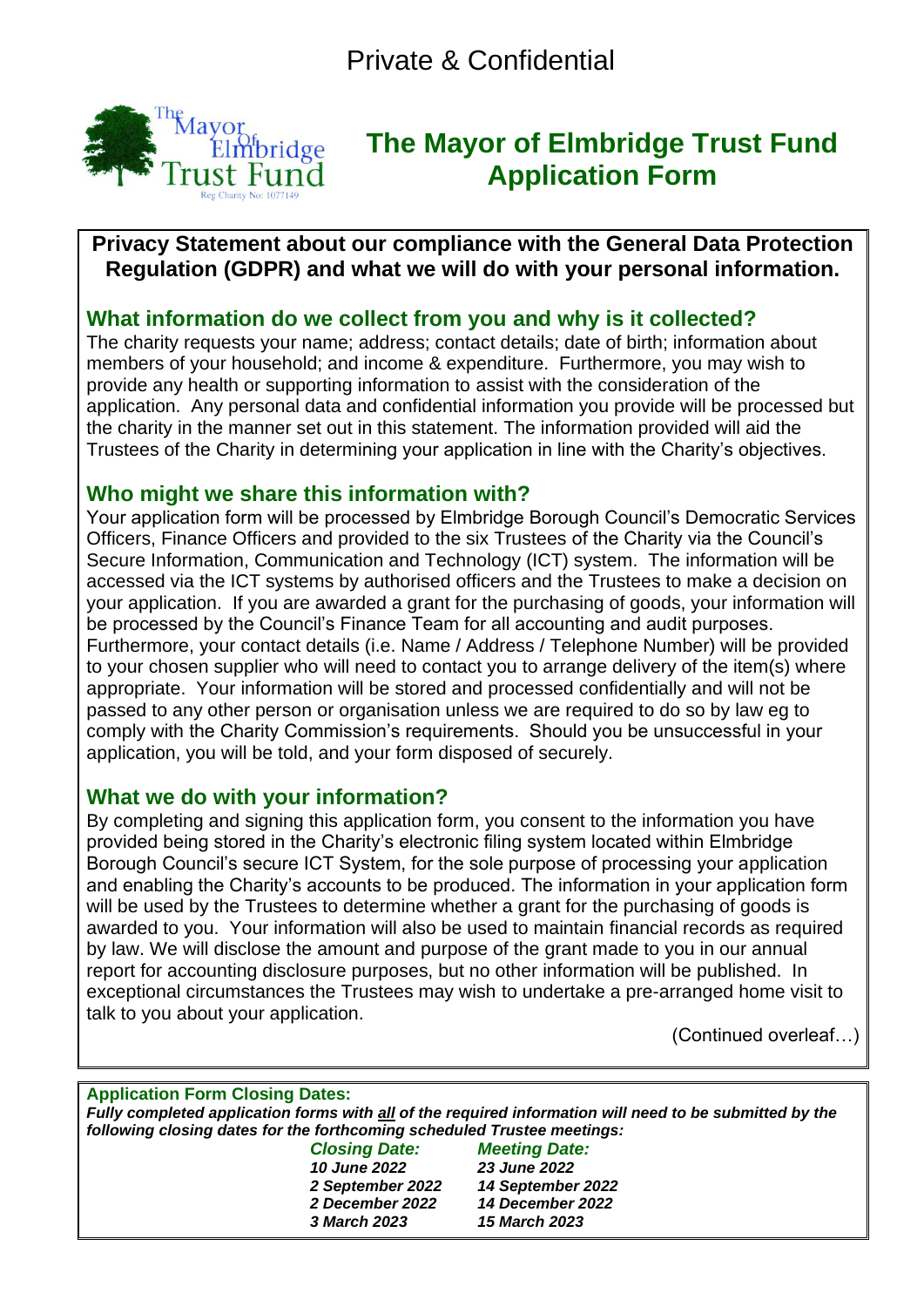Private & Confidential

The Mayor of Elmbridge Trust Fund
Reg Charity No: 1077149

# The Mayor of Elmbridge Trust Fund Application Form

## Privacy Statement about our compliance with the General Data Protection Regulation (GDPR) and what we will do with your personal information.

### What information do we collect from you and why is it collected?

The charity requests your name; address; contact details; date of birth; information about members of your household; and income & expenditure. Furthermore, you may wish to provide any health or supporting information to assist with the consideration of the application. Any personal data and confidential information you provide will be processed but the charity in the manner set out in this statement. The information provided will aid the Trustees of the Charity in determining your application in line with the Charity's objectives.

### Who might we share this information with?

Your application form will be processed by Elmbridge Borough Council's Democratic Services Officers, Finance Officers and provided to the six Trustees of the Charity via the Council's Secure Information, Communication and Technology (ICT) system. The information will be accessed via the ICT systems by authorised officers and the Trustees to make a decision on your application. If you are awarded a grant for the purchasing of goods, your information will be processed by the Council's Finance Team for all accounting and audit purposes. Furthermore, your contact details (i.e. Name / Address / Telephone Number) will be provided to your chosen supplier who will need to contact you to arrange delivery of the item(s) where appropriate. Your information will be stored and processed confidentially and will not be passed to any other person or organisation unless we are required to do so by law eg to comply with the Charity Commission's requirements. Should you be unsuccessful in your application, you will be told, and your form disposed of securely.

### What we do with your information?

By completing and signing this application form, you consent to the information you have provided being stored in the Charity's electronic filing system located within Elmbridge Borough Council's secure ICT System, for the sole purpose of processing your application and enabling the Charity's accounts to be produced. The information in your application form will be used by the Trustees to determine whether a grant for the purchasing of goods is awarded to you. Your information will also be used to maintain financial records as required by law. We will disclose the amount and purpose of the grant made to you in our annual report for accounting disclosure purposes, but no other information will be published. In exceptional circumstances the Trustees may wish to undertake a pre-arranged home visit to talk to you about your application.

(Continued overleaf…)

**Application Form Closing Dates:**

***Fully completed application forms with all of the required information will need to be submitted by the following closing dates for the forthcoming scheduled Trustee meetings:***

| *Closing Date:* | *Meeting Date:* |
|---|---|
| *10 June 2022* | *23 June 2022* |
| *2 September 2022* | *14 September 2022* |
| *2 December 2022* | *14 December 2022* |
| *3 March 2023* | *15 March 2023* |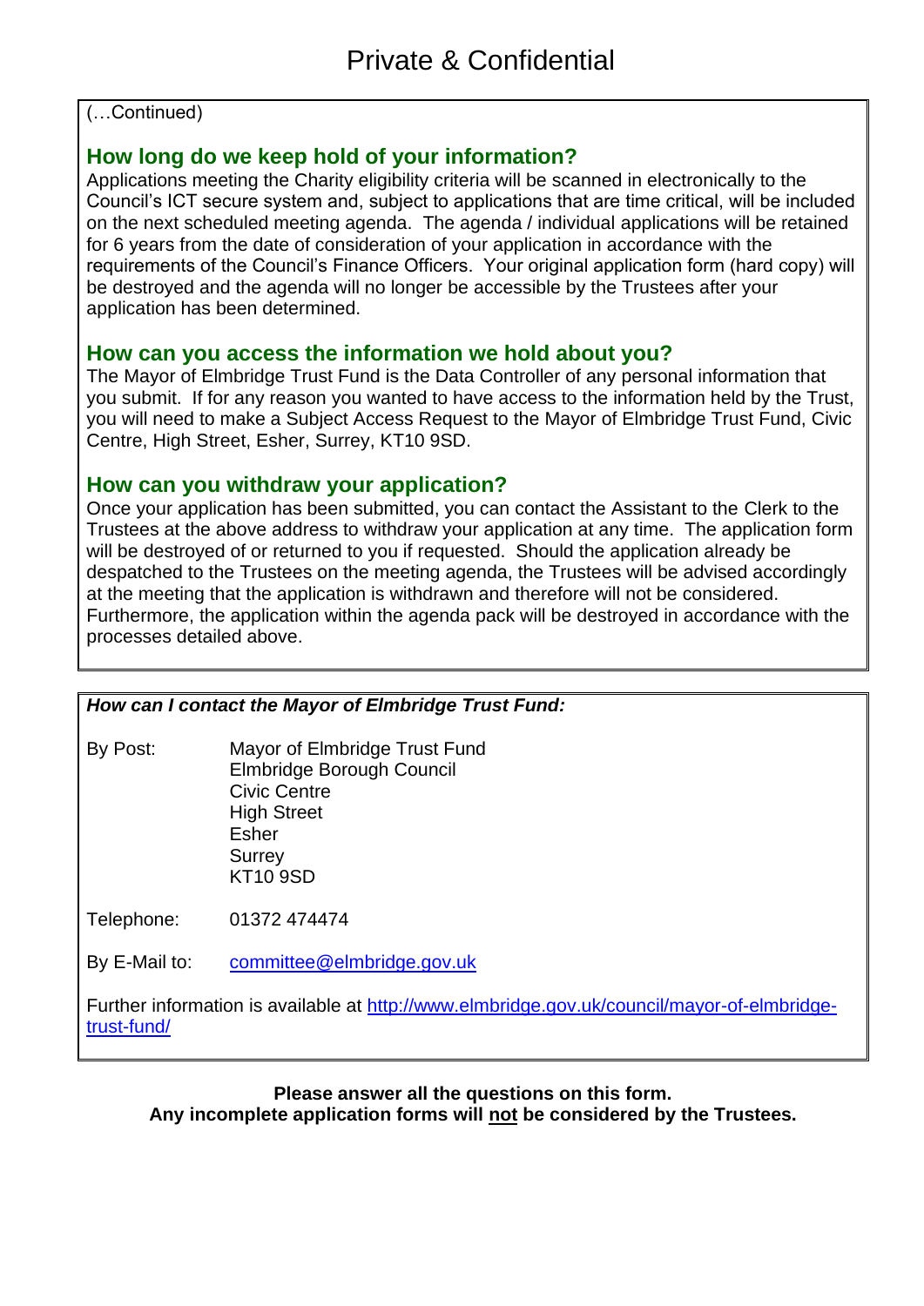# Private & Confidential

(…Continued)

## How long do we keep hold of your information?

Applications meeting the Charity eligibility criteria will be scanned in electronically to the Council's ICT secure system and, subject to applications that are time critical, will be included on the next scheduled meeting agenda. The agenda / individual applications will be retained for 6 years from the date of consideration of your application in accordance with the requirements of the Council's Finance Officers. Your original application form (hard copy) will be destroyed and the agenda will no longer be accessible by the Trustees after your application has been determined.

## How can you access the information we hold about you?

The Mayor of Elmbridge Trust Fund is the Data Controller of any personal information that you submit. If for any reason you wanted to have access to the information held by the Trust, you will need to make a Subject Access Request to the Mayor of Elmbridge Trust Fund, Civic Centre, High Street, Esher, Surrey, KT10 9SD.

## How can you withdraw your application?

Once your application has been submitted, you can contact the Assistant to the Clerk to the Trustees at the above address to withdraw your application at any time. The application form will be destroyed of or returned to you if requested. Should the application already be despatched to the Trustees on the meeting agenda, the Trustees will be advised accordingly at the meeting that the application is withdrawn and therefore will not be considered. Furthermore, the application within the agenda pack will be destroyed in accordance with the processes detailed above.

***How can I contact the Mayor of Elmbridge Trust Fund:***

By Post:
Mayor of Elmbridge Trust Fund
Elmbridge Borough Council
Civic Centre
High Street
Esher
Surrey
KT10 9SD

Telephone: 01372 474474

By E-Mail to: committee@elmbridge.gov.uk

Further information is available at http://www.elmbridge.gov.uk/council/mayor-of-elmbridge-trust-fund/

**Please answer all the questions on this form.**
**Any incomplete application forms will not be considered by the Trustees.**